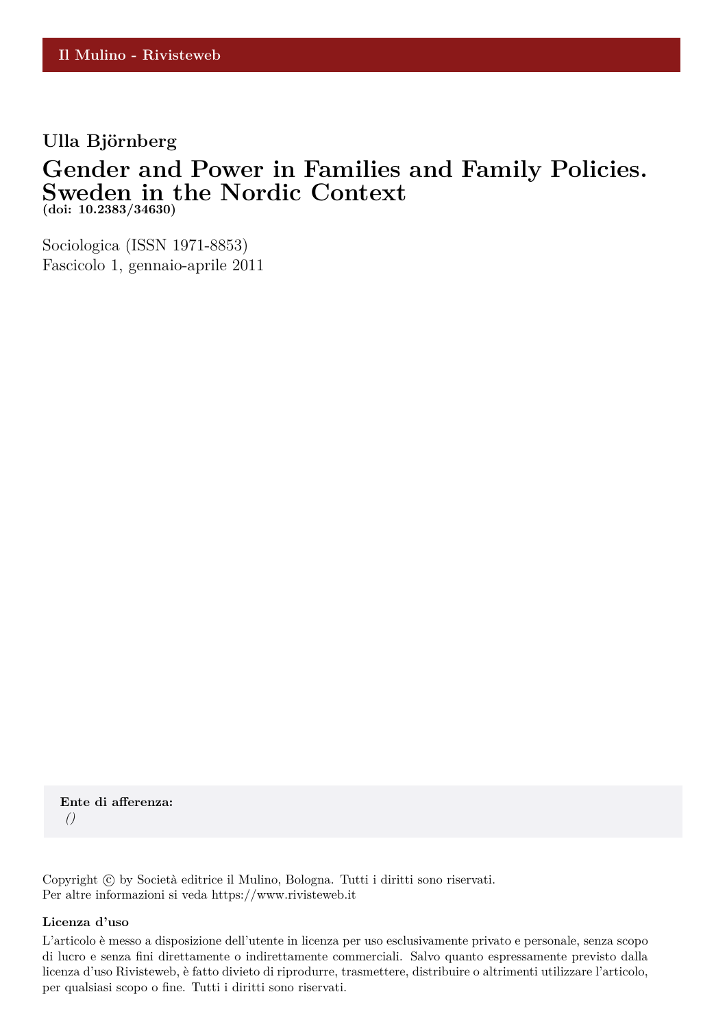Il Mulino - Rivisteweb

**Ulla Björnberg**

# Gender and Power in Families and Family Policies. Sweden in the Nordic Context

**(doi: 10.2383/34630)**

Sociologica (ISSN 1971-8853)
Fascicolo 1, gennaio-aprile 2011

**Ente di afferenza:**
*()*

Copyright © by Società editrice il Mulino, Bologna. Tutti i diritti sono riservati.
Per altre informazioni si veda https://www.rivisteweb.it

**Licenza d'uso**

L'articolo è messo a disposizione dell'utente in licenza per uso esclusivamente privato e personale, senza scopo di lucro e senza fini direttamente o indirettamente commerciali. Salvo quanto espressamente previsto dalla licenza d'uso Rivisteweb, è fatto divieto di riprodurre, trasmettere, distribuire o altrimenti utilizzare l'articolo, per qualsiasi scopo o fine. Tutti i diritti sono riservati.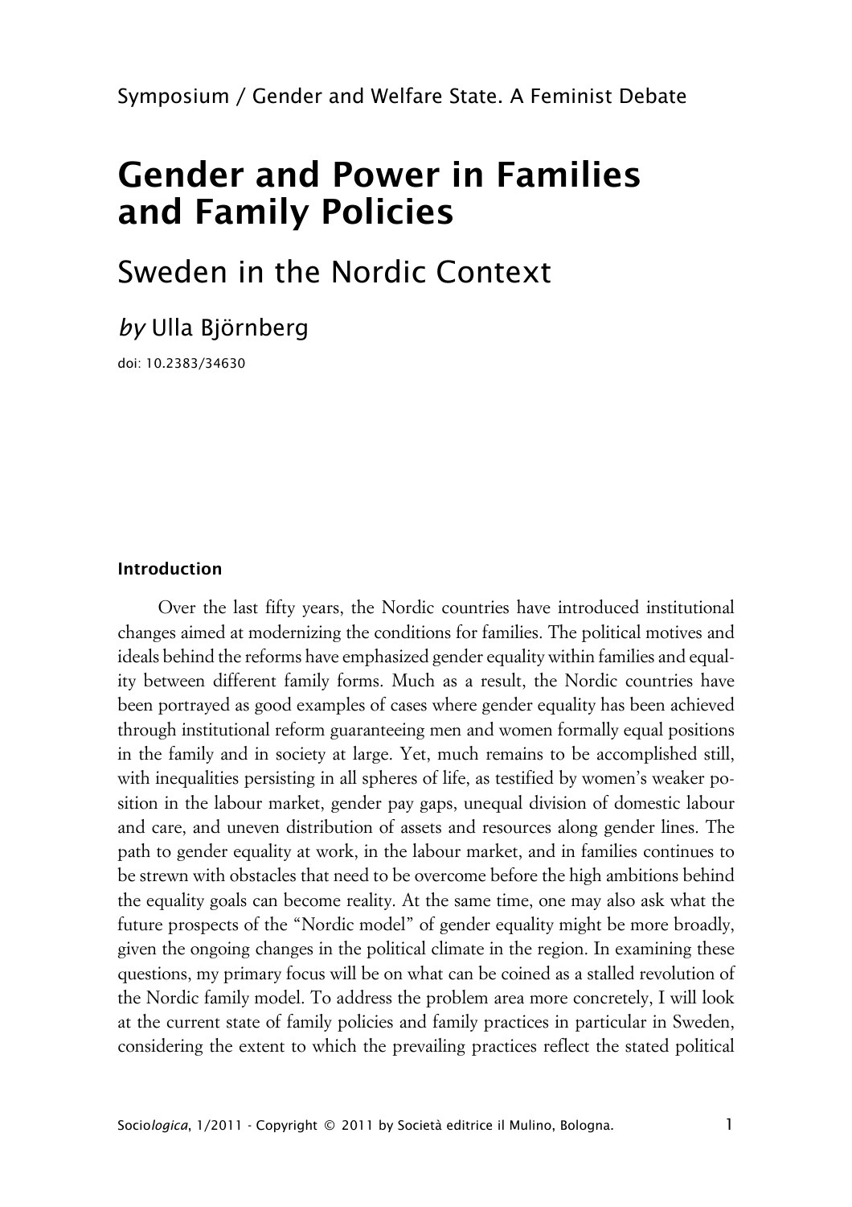Symposium / Gender and Welfare State. A Feminist Debate

# Gender and Power in Families and Family Policies

## Sweden in the Nordic Context

*by* Ulla Björnberg

doi: 10.2383/34630

### Introduction

Over the last fifty years, the Nordic countries have introduced institutional changes aimed at modernizing the conditions for families. The political motives and ideals behind the reforms have emphasized gender equality within families and equality between different family forms. Much as a result, the Nordic countries have been portrayed as good examples of cases where gender equality has been achieved through institutional reform guaranteeing men and women formally equal positions in the family and in society at large. Yet, much remains to be accomplished still, with inequalities persisting in all spheres of life, as testified by women's weaker position in the labour market, gender pay gaps, unequal division of domestic labour and care, and uneven distribution of assets and resources along gender lines. The path to gender equality at work, in the labour market, and in families continues to be strewn with obstacles that need to be overcome before the high ambitions behind the equality goals can become reality. At the same time, one may also ask what the future prospects of the "Nordic model" of gender equality might be more broadly, given the ongoing changes in the political climate in the region. In examining these questions, my primary focus will be on what can be coined as a stalled revolution of the Nordic family model. To address the problem area more concretely, I will look at the current state of family policies and family practices in particular in Sweden, considering the extent to which the prevailing practices reflect the stated political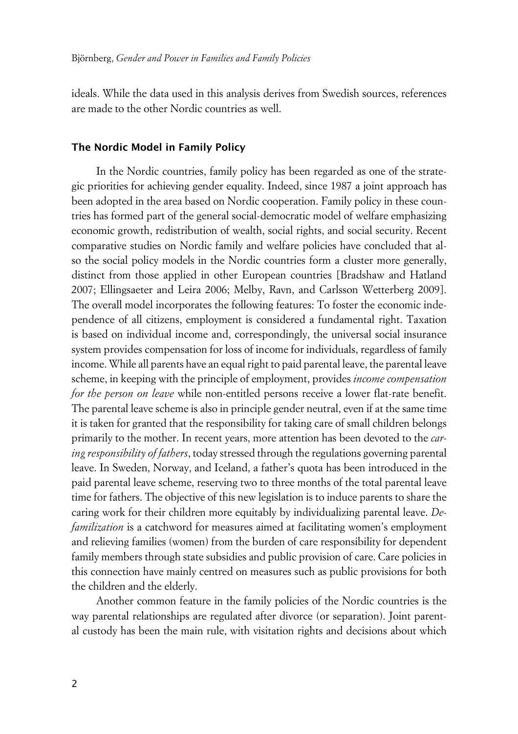ideals. While the data used in this analysis derives from Swedish sources, references are made to the other Nordic countries as well.

## The Nordic Model in Family Policy

In the Nordic countries, family policy has been regarded as one of the strategic priorities for achieving gender equality. Indeed, since 1987 a joint approach has been adopted in the area based on Nordic cooperation. Family policy in these countries has formed part of the general social-democratic model of welfare emphasizing economic growth, redistribution of wealth, social rights, and social security. Recent comparative studies on Nordic family and welfare policies have concluded that also the social policy models in the Nordic countries form a cluster more generally, distinct from those applied in other European countries [Bradshaw and Hatland 2007; Ellingsaeter and Leira 2006; Melby, Ravn, and Carlsson Wetterberg 2009]. The overall model incorporates the following features: To foster the economic independence of all citizens, employment is considered a fundamental right. Taxation is based on individual income and, correspondingly, the universal social insurance system provides compensation for loss of income for individuals, regardless of family income. While all parents have an equal right to paid parental leave, the parental leave scheme, in keeping with the principle of employment, provides *income compensation for the person on leave* while non-entitled persons receive a lower flat-rate benefit. The parental leave scheme is also in principle gender neutral, even if at the same time it is taken for granted that the responsibility for taking care of small children belongs primarily to the mother. In recent years, more attention has been devoted to the *caring responsibility of fathers*, today stressed through the regulations governing parental leave. In Sweden, Norway, and Iceland, a father's quota has been introduced in the paid parental leave scheme, reserving two to three months of the total parental leave time for fathers. The objective of this new legislation is to induce parents to share the caring work for their children more equitably by individualizing parental leave. *Defamilization* is a catchword for measures aimed at facilitating women's employment and relieving families (women) from the burden of care responsibility for dependent family members through state subsidies and public provision of care. Care policies in this connection have mainly centred on measures such as public provisions for both the children and the elderly.

Another common feature in the family policies of the Nordic countries is the way parental relationships are regulated after divorce (or separation). Joint parental custody has been the main rule, with visitation rights and decisions about which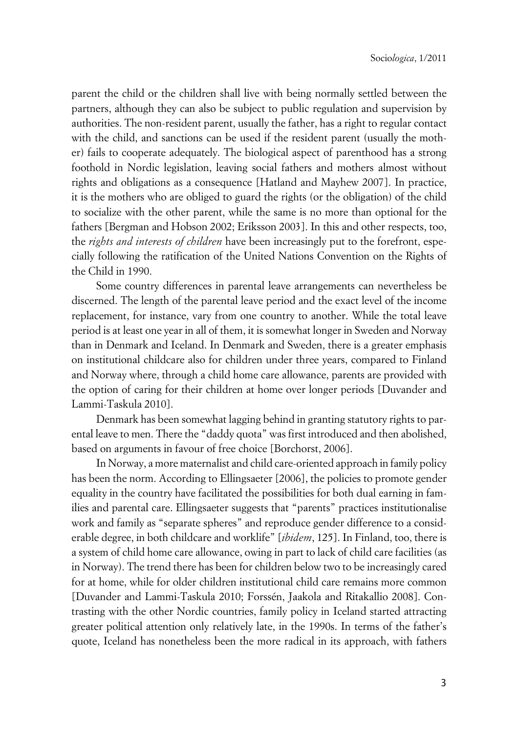parent the child or the children shall live with being normally settled between the partners, although they can also be subject to public regulation and supervision by authorities. The non-resident parent, usually the father, has a right to regular contact with the child, and sanctions can be used if the resident parent (usually the mother) fails to cooperate adequately. The biological aspect of parenthood has a strong foothold in Nordic legislation, leaving social fathers and mothers almost without rights and obligations as a consequence [Hatland and Mayhew 2007]. In practice, it is the mothers who are obliged to guard the rights (or the obligation) of the child to socialize with the other parent, while the same is no more than optional for the fathers [Bergman and Hobson 2002; Eriksson 2003]. In this and other respects, too, the *rights and interests of children* have been increasingly put to the forefront, especially following the ratification of the United Nations Convention on the Rights of the Child in 1990.

Some country differences in parental leave arrangements can nevertheless be discerned. The length of the parental leave period and the exact level of the income replacement, for instance, vary from one country to another. While the total leave period is at least one year in all of them, it is somewhat longer in Sweden and Norway than in Denmark and Iceland. In Denmark and Sweden, there is a greater emphasis on institutional childcare also for children under three years, compared to Finland and Norway where, through a child home care allowance, parents are provided with the option of caring for their children at home over longer periods [Duvander and Lammi-Taskula 2010].

Denmark has been somewhat lagging behind in granting statutory rights to parental leave to men. There the "daddy quota" was first introduced and then abolished, based on arguments in favour of free choice [Borchorst, 2006].

In Norway, a more maternalist and child care-oriented approach in family policy has been the norm. According to Ellingsaeter [2006], the policies to promote gender equality in the country have facilitated the possibilities for both dual earning in families and parental care. Ellingsaeter suggests that "parents" practices institutionalise work and family as "separate spheres" and reproduce gender difference to a considerable degree, in both childcare and worklife" [*ibidem*, 125]. In Finland, too, there is a system of child home care allowance, owing in part to lack of child care facilities (as in Norway). The trend there has been for children below two to be increasingly cared for at home, while for older children institutional child care remains more common [Duvander and Lammi-Taskula 2010; Forssén, Jaakola and Ritakallio 2008]. Contrasting with the other Nordic countries, family policy in Iceland started attracting greater political attention only relatively late, in the 1990s. In terms of the father's quote, Iceland has nonetheless been the more radical in its approach, with fathers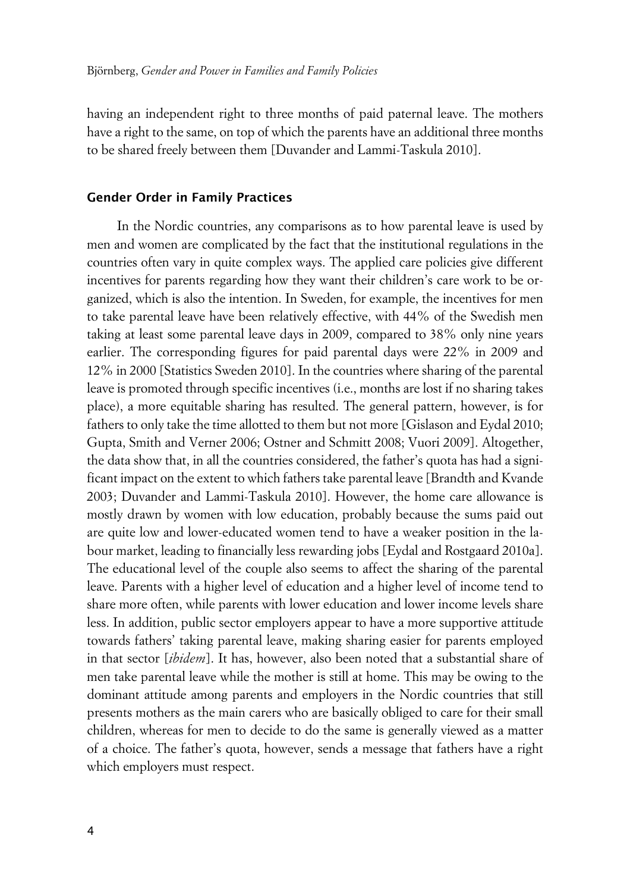having an independent right to three months of paid paternal leave. The mothers have a right to the same, on top of which the parents have an additional three months to be shared freely between them [Duvander and Lammi-Taskula 2010].

## Gender Order in Family Practices

In the Nordic countries, any comparisons as to how parental leave is used by men and women are complicated by the fact that the institutional regulations in the countries often vary in quite complex ways. The applied care policies give different incentives for parents regarding how they want their children's care work to be organized, which is also the intention. In Sweden, for example, the incentives for men to take parental leave have been relatively effective, with 44% of the Swedish men taking at least some parental leave days in 2009, compared to 38% only nine years earlier. The corresponding figures for paid parental days were 22% in 2009 and 12% in 2000 [Statistics Sweden 2010]. In the countries where sharing of the parental leave is promoted through specific incentives (i.e., months are lost if no sharing takes place), a more equitable sharing has resulted. The general pattern, however, is for fathers to only take the time allotted to them but not more [Gislason and Eydal 2010; Gupta, Smith and Verner 2006; Ostner and Schmitt 2008; Vuori 2009]. Altogether, the data show that, in all the countries considered, the father's quota has had a significant impact on the extent to which fathers take parental leave [Brandth and Kvande 2003; Duvander and Lammi-Taskula 2010]. However, the home care allowance is mostly drawn by women with low education, probably because the sums paid out are quite low and lower-educated women tend to have a weaker position in the labour market, leading to financially less rewarding jobs [Eydal and Rostgaard 2010a]. The educational level of the couple also seems to affect the sharing of the parental leave. Parents with a higher level of education and a higher level of income tend to share more often, while parents with lower education and lower income levels share less. In addition, public sector employers appear to have a more supportive attitude towards fathers' taking parental leave, making sharing easier for parents employed in that sector [*ibidem*]. It has, however, also been noted that a substantial share of men take parental leave while the mother is still at home. This may be owing to the dominant attitude among parents and employers in the Nordic countries that still presents mothers as the main carers who are basically obliged to care for their small children, whereas for men to decide to do the same is generally viewed as a matter of a choice. The father's quota, however, sends a message that fathers have a right which employers must respect.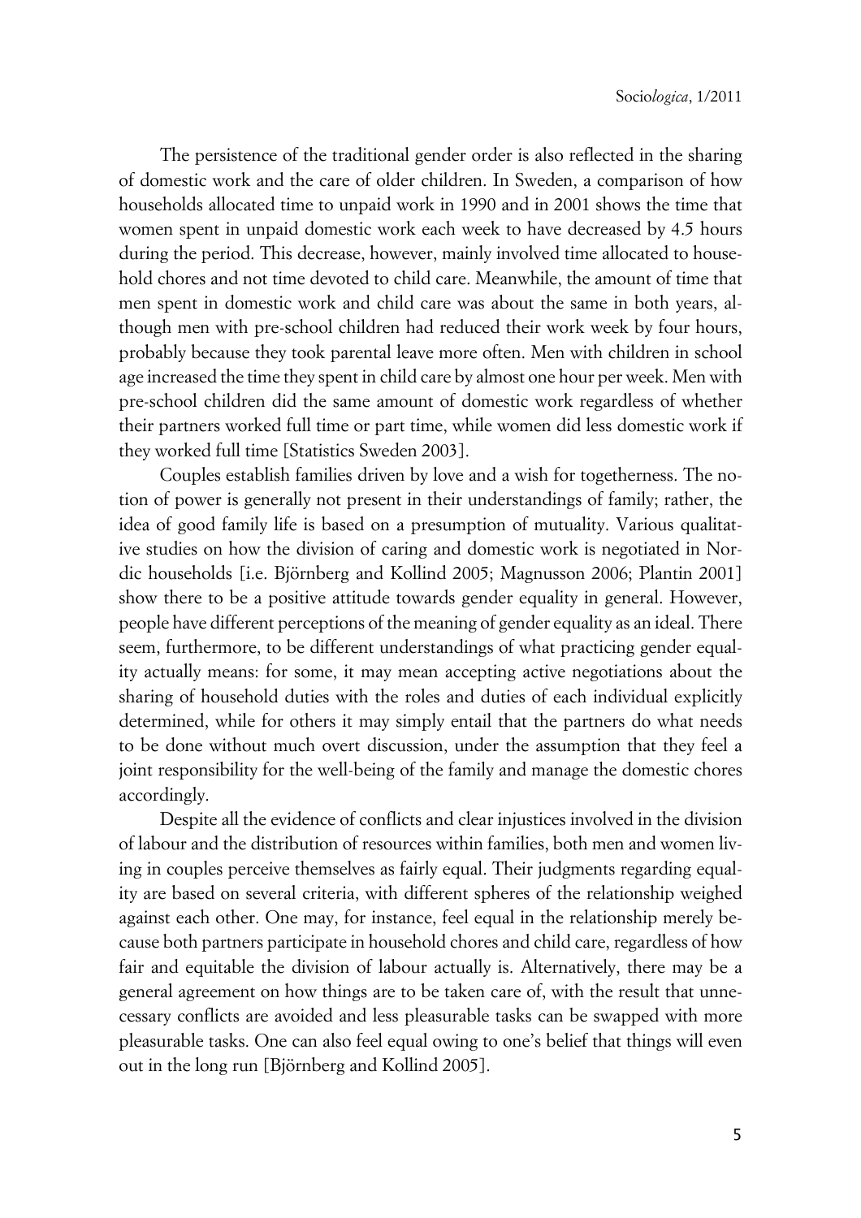The persistence of the traditional gender order is also reflected in the sharing of domestic work and the care of older children. In Sweden, a comparison of how households allocated time to unpaid work in 1990 and in 2001 shows the time that women spent in unpaid domestic work each week to have decreased by 4.5 hours during the period. This decrease, however, mainly involved time allocated to household chores and not time devoted to child care. Meanwhile, the amount of time that men spent in domestic work and child care was about the same in both years, although men with pre-school children had reduced their work week by four hours, probably because they took parental leave more often. Men with children in school age increased the time they spent in child care by almost one hour per week. Men with pre-school children did the same amount of domestic work regardless of whether their partners worked full time or part time, while women did less domestic work if they worked full time [Statistics Sweden 2003].

Couples establish families driven by love and a wish for togetherness. The notion of power is generally not present in their understandings of family; rather, the idea of good family life is based on a presumption of mutuality. Various qualitative studies on how the division of caring and domestic work is negotiated in Nordic households [i.e. Björnberg and Kollind 2005; Magnusson 2006; Plantin 2001] show there to be a positive attitude towards gender equality in general. However, people have different perceptions of the meaning of gender equality as an ideal. There seem, furthermore, to be different understandings of what practicing gender equality actually means: for some, it may mean accepting active negotiations about the sharing of household duties with the roles and duties of each individual explicitly determined, while for others it may simply entail that the partners do what needs to be done without much overt discussion, under the assumption that they feel a joint responsibility for the well-being of the family and manage the domestic chores accordingly.

Despite all the evidence of conflicts and clear injustices involved in the division of labour and the distribution of resources within families, both men and women living in couples perceive themselves as fairly equal. Their judgments regarding equality are based on several criteria, with different spheres of the relationship weighed against each other. One may, for instance, feel equal in the relationship merely because both partners participate in household chores and child care, regardless of how fair and equitable the division of labour actually is. Alternatively, there may be a general agreement on how things are to be taken care of, with the result that unnecessary conflicts are avoided and less pleasurable tasks can be swapped with more pleasurable tasks. One can also feel equal owing to one's belief that things will even out in the long run [Björnberg and Kollind 2005].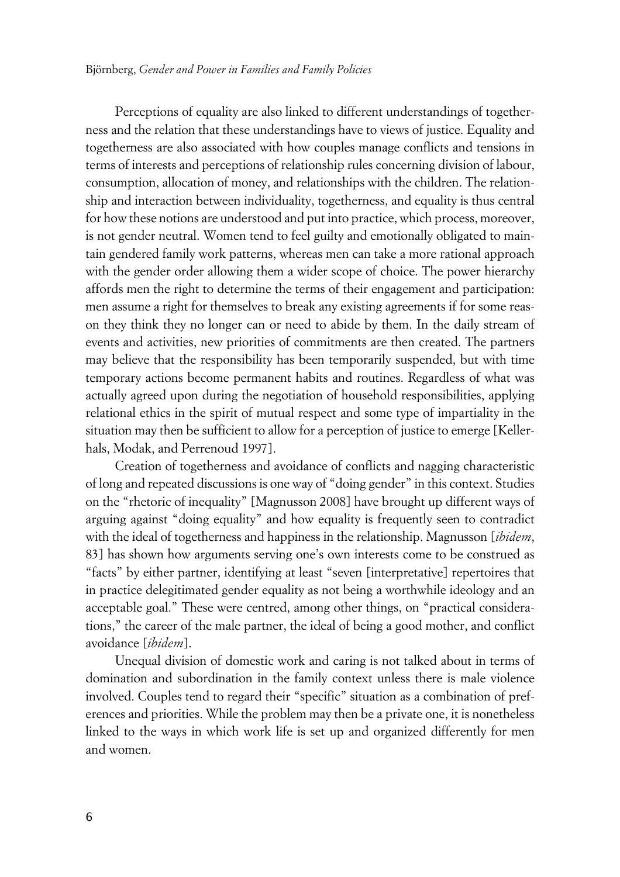Perceptions of equality are also linked to different understandings of togetherness and the relation that these understandings have to views of justice. Equality and togetherness are also associated with how couples manage conflicts and tensions in terms of interests and perceptions of relationship rules concerning division of labour, consumption, allocation of money, and relationships with the children. The relationship and interaction between individuality, togetherness, and equality is thus central for how these notions are understood and put into practice, which process, moreover, is not gender neutral. Women tend to feel guilty and emotionally obligated to maintain gendered family work patterns, whereas men can take a more rational approach with the gender order allowing them a wider scope of choice. The power hierarchy affords men the right to determine the terms of their engagement and participation: men assume a right for themselves to break any existing agreements if for some reason they think they no longer can or need to abide by them. In the daily stream of events and activities, new priorities of commitments are then created. The partners may believe that the responsibility has been temporarily suspended, but with time temporary actions become permanent habits and routines. Regardless of what was actually agreed upon during the negotiation of household responsibilities, applying relational ethics in the spirit of mutual respect and some type of impartiality in the situation may then be sufficient to allow for a perception of justice to emerge [Kellerhals, Modak, and Perrenoud 1997].

Creation of togetherness and avoidance of conflicts and nagging characteristic of long and repeated discussions is one way of "doing gender" in this context. Studies on the "rhetoric of inequality" [Magnusson 2008] have brought up different ways of arguing against "doing equality" and how equality is frequently seen to contradict with the ideal of togetherness and happiness in the relationship. Magnusson [*ibidem*, 83] has shown how arguments serving one's own interests come to be construed as "facts" by either partner, identifying at least "seven [interpretative] repertoires that in practice delegitimated gender equality as not being a worthwhile ideology and an acceptable goal." These were centred, among other things, on "practical considerations," the career of the male partner, the ideal of being a good mother, and conflict avoidance [*ibidem*].

Unequal division of domestic work and caring is not talked about in terms of domination and subordination in the family context unless there is male violence involved. Couples tend to regard their "specific" situation as a combination of preferences and priorities. While the problem may then be a private one, it is nonetheless linked to the ways in which work life is set up and organized differently for men and women.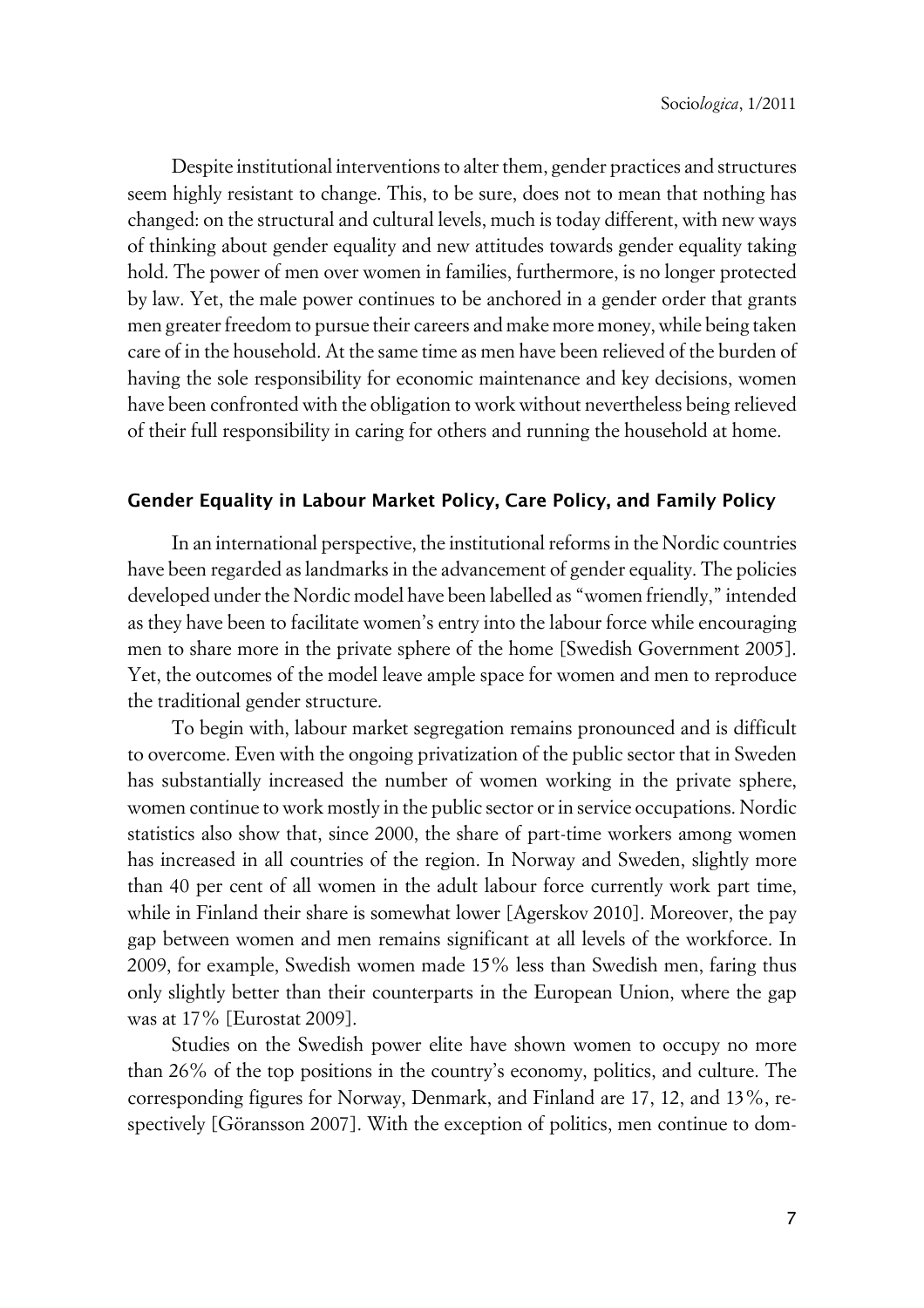Despite institutional interventions to alter them, gender practices and structures seem highly resistant to change. This, to be sure, does not to mean that nothing has changed: on the structural and cultural levels, much is today different, with new ways of thinking about gender equality and new attitudes towards gender equality taking hold. The power of men over women in families, furthermore, is no longer protected by law. Yet, the male power continues to be anchored in a gender order that grants men greater freedom to pursue their careers and make more money, while being taken care of in the household. At the same time as men have been relieved of the burden of having the sole responsibility for economic maintenance and key decisions, women have been confronted with the obligation to work without nevertheless being relieved of their full responsibility in caring for others and running the household at home.

## Gender Equality in Labour Market Policy, Care Policy, and Family Policy

In an international perspective, the institutional reforms in the Nordic countries have been regarded as landmarks in the advancement of gender equality. The policies developed under the Nordic model have been labelled as "women friendly," intended as they have been to facilitate women's entry into the labour force while encouraging men to share more in the private sphere of the home [Swedish Government 2005]. Yet, the outcomes of the model leave ample space for women and men to reproduce the traditional gender structure.

To begin with, labour market segregation remains pronounced and is difficult to overcome. Even with the ongoing privatization of the public sector that in Sweden has substantially increased the number of women working in the private sphere, women continue to work mostly in the public sector or in service occupations. Nordic statistics also show that, since 2000, the share of part-time workers among women has increased in all countries of the region. In Norway and Sweden, slightly more than 40 per cent of all women in the adult labour force currently work part time, while in Finland their share is somewhat lower [Agerskov 2010]. Moreover, the pay gap between women and men remains significant at all levels of the workforce. In 2009, for example, Swedish women made 15% less than Swedish men, faring thus only slightly better than their counterparts in the European Union, where the gap was at 17% [Eurostat 2009].

Studies on the Swedish power elite have shown women to occupy no more than 26% of the top positions in the country's economy, politics, and culture. The corresponding figures for Norway, Denmark, and Finland are 17, 12, and 13%, respectively [Göransson 2007]. With the exception of politics, men continue to dom-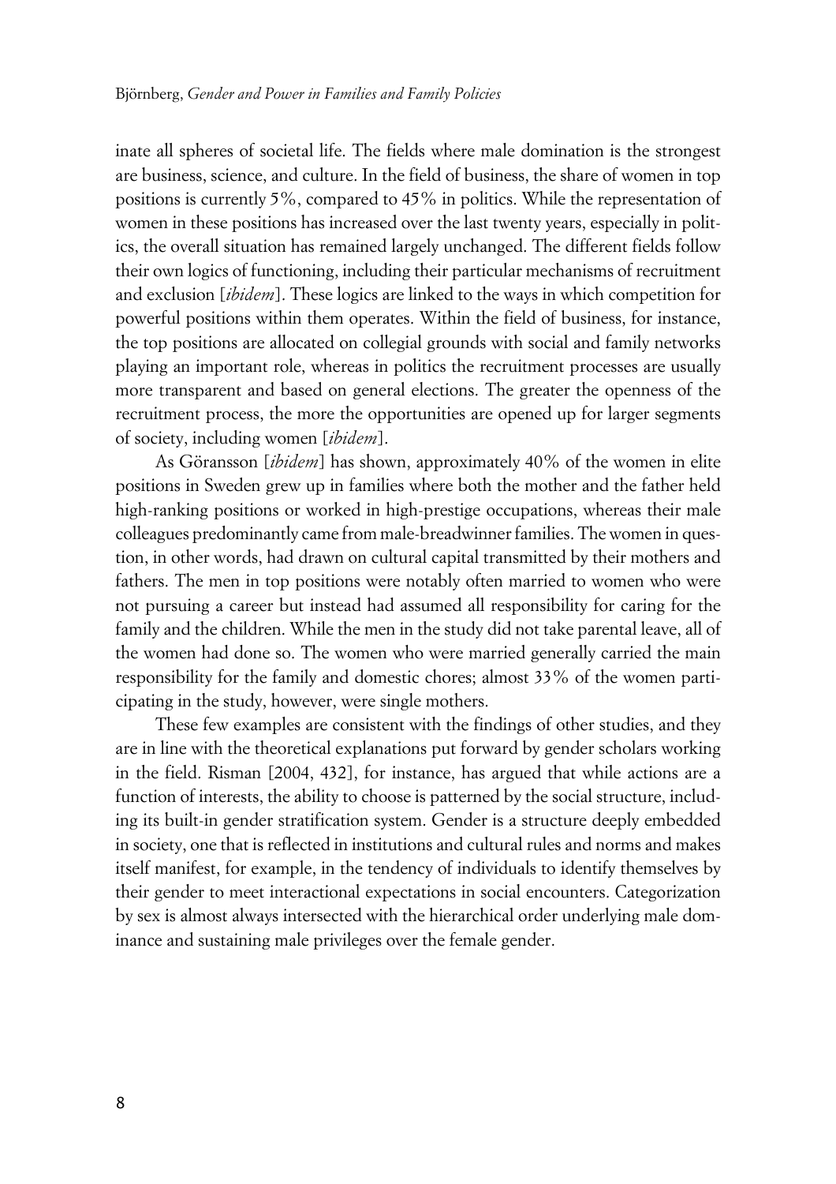inate all spheres of societal life. The fields where male domination is the strongest are business, science, and culture. In the field of business, the share of women in top positions is currently 5%, compared to 45% in politics. While the representation of women in these positions has increased over the last twenty years, especially in politics, the overall situation has remained largely unchanged. The different fields follow their own logics of functioning, including their particular mechanisms of recruitment and exclusion [*ibidem*]. These logics are linked to the ways in which competition for powerful positions within them operates. Within the field of business, for instance, the top positions are allocated on collegial grounds with social and family networks playing an important role, whereas in politics the recruitment processes are usually more transparent and based on general elections. The greater the openness of the recruitment process, the more the opportunities are opened up for larger segments of society, including women [*ibidem*].

As Göransson [*ibidem*] has shown, approximately 40% of the women in elite positions in Sweden grew up in families where both the mother and the father held high-ranking positions or worked in high-prestige occupations, whereas their male colleagues predominantly came from male-breadwinner families. The women in question, in other words, had drawn on cultural capital transmitted by their mothers and fathers. The men in top positions were notably often married to women who were not pursuing a career but instead had assumed all responsibility for caring for the family and the children. While the men in the study did not take parental leave, all of the women had done so. The women who were married generally carried the main responsibility for the family and domestic chores; almost 33% of the women participating in the study, however, were single mothers.

These few examples are consistent with the findings of other studies, and they are in line with the theoretical explanations put forward by gender scholars working in the field. Risman [2004, 432], for instance, has argued that while actions are a function of interests, the ability to choose is patterned by the social structure, including its built-in gender stratification system. Gender is a structure deeply embedded in society, one that is reflected in institutions and cultural rules and norms and makes itself manifest, for example, in the tendency of individuals to identify themselves by their gender to meet interactional expectations in social encounters. Categorization by sex is almost always intersected with the hierarchical order underlying male dominance and sustaining male privileges over the female gender.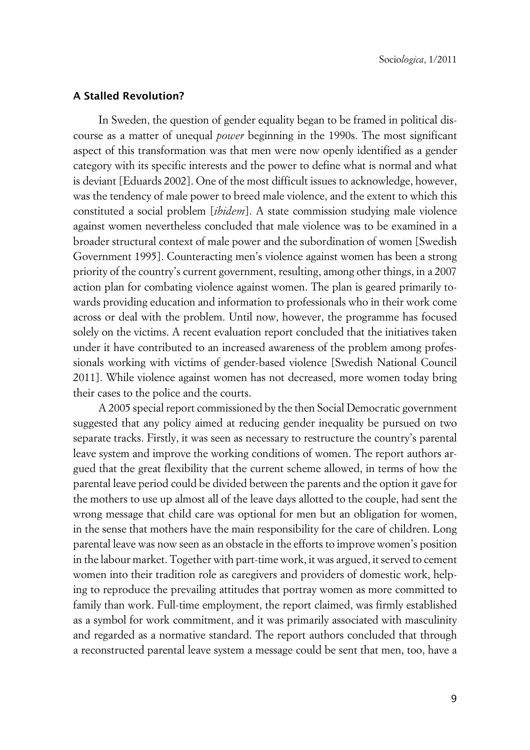### A Stalled Revolution?

In Sweden, the question of gender equality began to be framed in political discourse as a matter of unequal *power* beginning in the 1990s. The most significant aspect of this transformation was that men were now openly identified as a gender category with its specific interests and the power to define what is normal and what is deviant [Eduards 2002]. One of the most difficult issues to acknowledge, however, was the tendency of male power to breed male violence, and the extent to which this constituted a social problem [*ibidem*]. A state commission studying male violence against women nevertheless concluded that male violence was to be examined in a broader structural context of male power and the subordination of women [Swedish Government 1995]. Counteracting men's violence against women has been a strong priority of the country's current government, resulting, among other things, in a 2007 action plan for combating violence against women. The plan is geared primarily towards providing education and information to professionals who in their work come across or deal with the problem. Until now, however, the programme has focused solely on the victims. A recent evaluation report concluded that the initiatives taken under it have contributed to an increased awareness of the problem among professionals working with victims of gender-based violence [Swedish National Council 2011]. While violence against women has not decreased, more women today bring their cases to the police and the courts.

A 2005 special report commissioned by the then Social Democratic government suggested that any policy aimed at reducing gender inequality be pursued on two separate tracks. Firstly, it was seen as necessary to restructure the country's parental leave system and improve the working conditions of women. The report authors argued that the great flexibility that the current scheme allowed, in terms of how the parental leave period could be divided between the parents and the option it gave for the mothers to use up almost all of the leave days allotted to the couple, had sent the wrong message that child care was optional for men but an obligation for women, in the sense that mothers have the main responsibility for the care of children. Long parental leave was now seen as an obstacle in the efforts to improve women's position in the labour market. Together with part-time work, it was argued, it served to cement women into their tradition role as caregivers and providers of domestic work, helping to reproduce the prevailing attitudes that portray women as more committed to family than work. Full-time employment, the report claimed, was firmly established as a symbol for work commitment, and it was primarily associated with masculinity and regarded as a normative standard. The report authors concluded that through a reconstructed parental leave system a message could be sent that men, too, have a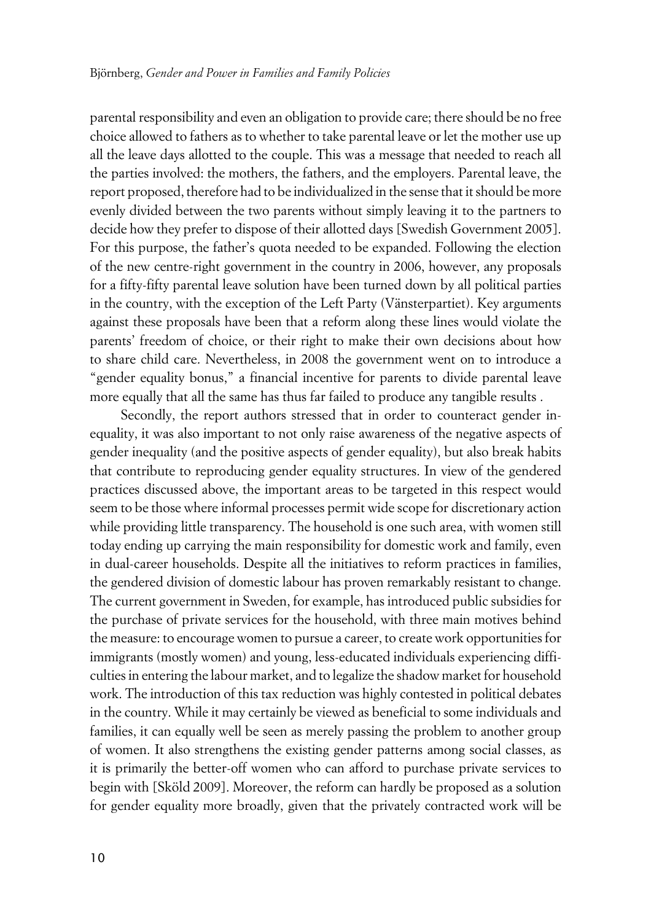parental responsibility and even an obligation to provide care; there should be no free choice allowed to fathers as to whether to take parental leave or let the mother use up all the leave days allotted to the couple. This was a message that needed to reach all the parties involved: the mothers, the fathers, and the employers. Parental leave, the report proposed, therefore had to be individualized in the sense that it should be more evenly divided between the two parents without simply leaving it to the partners to decide how they prefer to dispose of their allotted days [Swedish Government 2005]. For this purpose, the father's quota needed to be expanded. Following the election of the new centre-right government in the country in 2006, however, any proposals for a fifty-fifty parental leave solution have been turned down by all political parties in the country, with the exception of the Left Party (Vänsterpartiet). Key arguments against these proposals have been that a reform along these lines would violate the parents' freedom of choice, or their right to make their own decisions about how to share child care. Nevertheless, in 2008 the government went on to introduce a "gender equality bonus," a financial incentive for parents to divide parental leave more equally that all the same has thus far failed to produce any tangible results .

Secondly, the report authors stressed that in order to counteract gender inequality, it was also important to not only raise awareness of the negative aspects of gender inequality (and the positive aspects of gender equality), but also break habits that contribute to reproducing gender equality structures. In view of the gendered practices discussed above, the important areas to be targeted in this respect would seem to be those where informal processes permit wide scope for discretionary action while providing little transparency. The household is one such area, with women still today ending up carrying the main responsibility for domestic work and family, even in dual-career households. Despite all the initiatives to reform practices in families, the gendered division of domestic labour has proven remarkably resistant to change. The current government in Sweden, for example, has introduced public subsidies for the purchase of private services for the household, with three main motives behind the measure: to encourage women to pursue a career, to create work opportunities for immigrants (mostly women) and young, less-educated individuals experiencing difficulties in entering the labour market, and to legalize the shadow market for household work. The introduction of this tax reduction was highly contested in political debates in the country. While it may certainly be viewed as beneficial to some individuals and families, it can equally well be seen as merely passing the problem to another group of women. It also strengthens the existing gender patterns among social classes, as it is primarily the better-off women who can afford to purchase private services to begin with [Sköld 2009]. Moreover, the reform can hardly be proposed as a solution for gender equality more broadly, given that the privately contracted work will be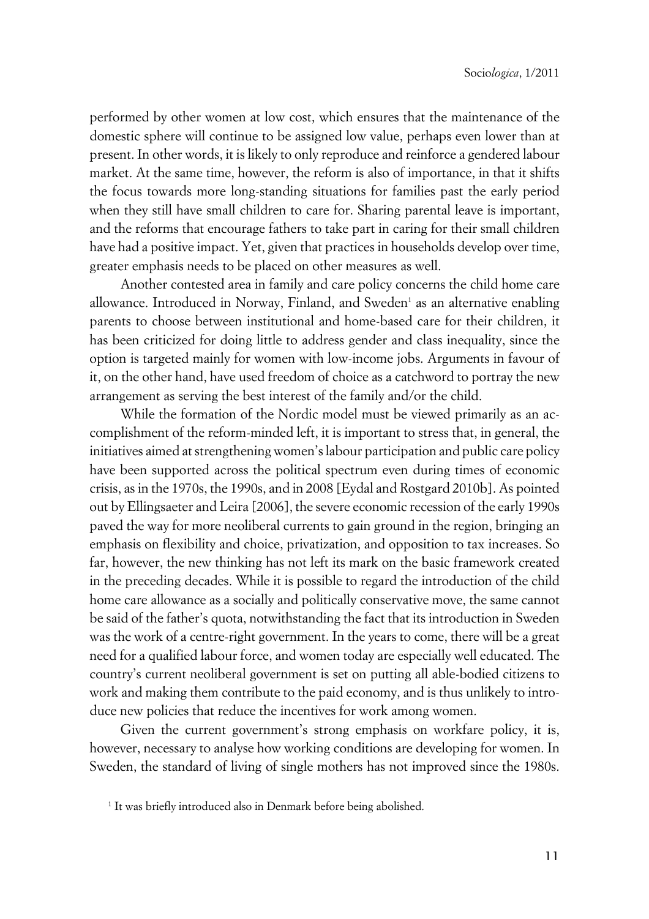performed by other women at low cost, which ensures that the maintenance of the domestic sphere will continue to be assigned low value, perhaps even lower than at present. In other words, it is likely to only reproduce and reinforce a gendered labour market. At the same time, however, the reform is also of importance, in that it shifts the focus towards more long-standing situations for families past the early period when they still have small children to care for. Sharing parental leave is important, and the reforms that encourage fathers to take part in caring for their small children have had a positive impact. Yet, given that practices in households develop over time, greater emphasis needs to be placed on other measures as well.

Another contested area in family and care policy concerns the child home care allowance. Introduced in Norway, Finland, and Sweden[1] as an alternative enabling parents to choose between institutional and home-based care for their children, it has been criticized for doing little to address gender and class inequality, since the option is targeted mainly for women with low-income jobs. Arguments in favour of it, on the other hand, have used freedom of choice as a catchword to portray the new arrangement as serving the best interest of the family and/or the child.

While the formation of the Nordic model must be viewed primarily as an accomplishment of the reform-minded left, it is important to stress that, in general, the initiatives aimed at strengthening women's labour participation and public care policy have been supported across the political spectrum even during times of economic crisis, as in the 1970s, the 1990s, and in 2008 [Eydal and Rostgard 2010b]. As pointed out by Ellingsaeter and Leira [2006], the severe economic recession of the early 1990s paved the way for more neoliberal currents to gain ground in the region, bringing an emphasis on flexibility and choice, privatization, and opposition to tax increases. So far, however, the new thinking has not left its mark on the basic framework created in the preceding decades. While it is possible to regard the introduction of the child home care allowance as a socially and politically conservative move, the same cannot be said of the father's quota, notwithstanding the fact that its introduction in Sweden was the work of a centre-right government. In the years to come, there will be a great need for a qualified labour force, and women today are especially well educated. The country's current neoliberal government is set on putting all able-bodied citizens to work and making them contribute to the paid economy, and is thus unlikely to introduce new policies that reduce the incentives for work among women.

Given the current government's strong emphasis on workfare policy, it is, however, necessary to analyse how working conditions are developing for women. In Sweden, the standard of living of single mothers has not improved since the 1980s.

[1] It was briefly introduced also in Denmark before being abolished.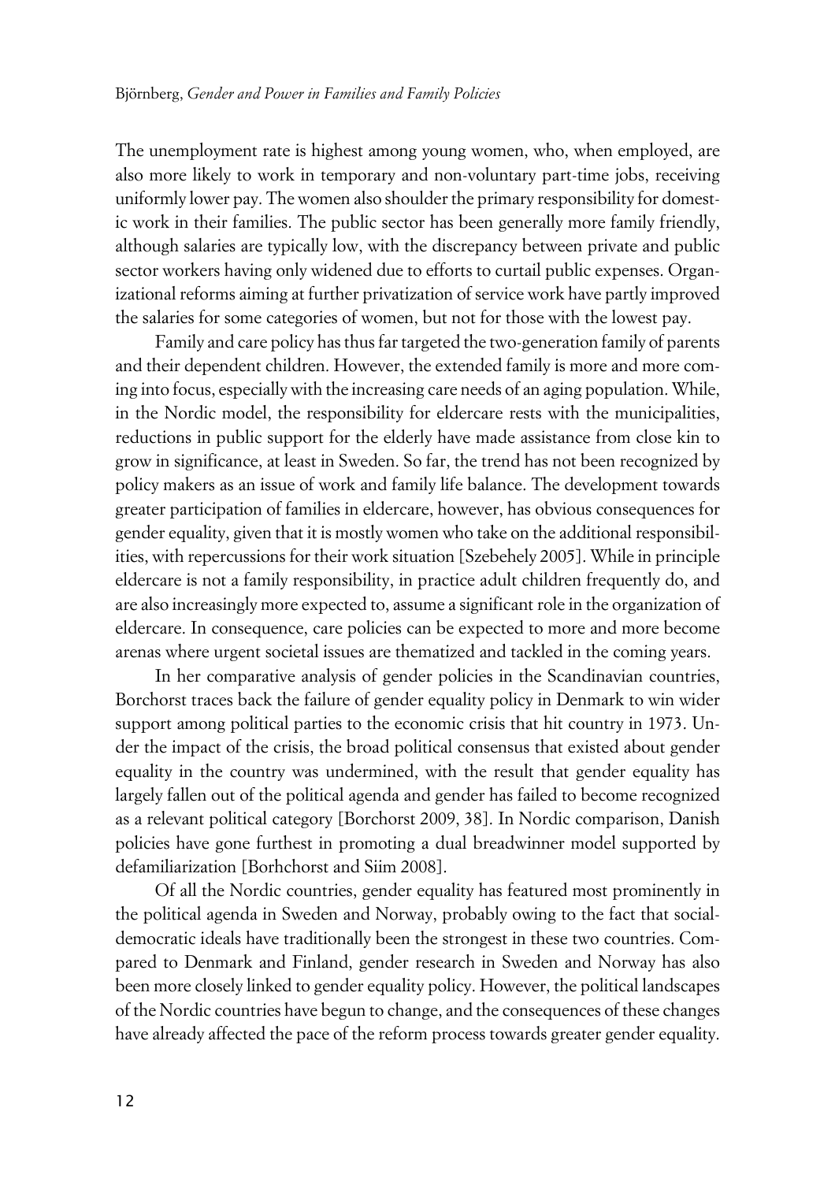The unemployment rate is highest among young women, who, when employed, are also more likely to work in temporary and non-voluntary part-time jobs, receiving uniformly lower pay. The women also shoulder the primary responsibility for domestic work in their families. The public sector has been generally more family friendly, although salaries are typically low, with the discrepancy between private and public sector workers having only widened due to efforts to curtail public expenses. Organizational reforms aiming at further privatization of service work have partly improved the salaries for some categories of women, but not for those with the lowest pay.

Family and care policy has thus far targeted the two-generation family of parents and their dependent children. However, the extended family is more and more coming into focus, especially with the increasing care needs of an aging population. While, in the Nordic model, the responsibility for eldercare rests with the municipalities, reductions in public support for the elderly have made assistance from close kin to grow in significance, at least in Sweden. So far, the trend has not been recognized by policy makers as an issue of work and family life balance. The development towards greater participation of families in eldercare, however, has obvious consequences for gender equality, given that it is mostly women who take on the additional responsibilities, with repercussions for their work situation [Szebehely 2005]. While in principle eldercare is not a family responsibility, in practice adult children frequently do, and are also increasingly more expected to, assume a significant role in the organization of eldercare. In consequence, care policies can be expected to more and more become arenas where urgent societal issues are thematized and tackled in the coming years.

In her comparative analysis of gender policies in the Scandinavian countries, Borchorst traces back the failure of gender equality policy in Denmark to win wider support among political parties to the economic crisis that hit country in 1973. Under the impact of the crisis, the broad political consensus that existed about gender equality in the country was undermined, with the result that gender equality has largely fallen out of the political agenda and gender has failed to become recognized as a relevant political category [Borchorst 2009, 38]. In Nordic comparison, Danish policies have gone furthest in promoting a dual breadwinner model supported by defamiliarization [Borhchorst and Siim 2008].

Of all the Nordic countries, gender equality has featured most prominently in the political agenda in Sweden and Norway, probably owing to the fact that social-democratic ideals have traditionally been the strongest in these two countries. Compared to Denmark and Finland, gender research in Sweden and Norway has also been more closely linked to gender equality policy. However, the political landscapes of the Nordic countries have begun to change, and the consequences of these changes have already affected the pace of the reform process towards greater gender equality.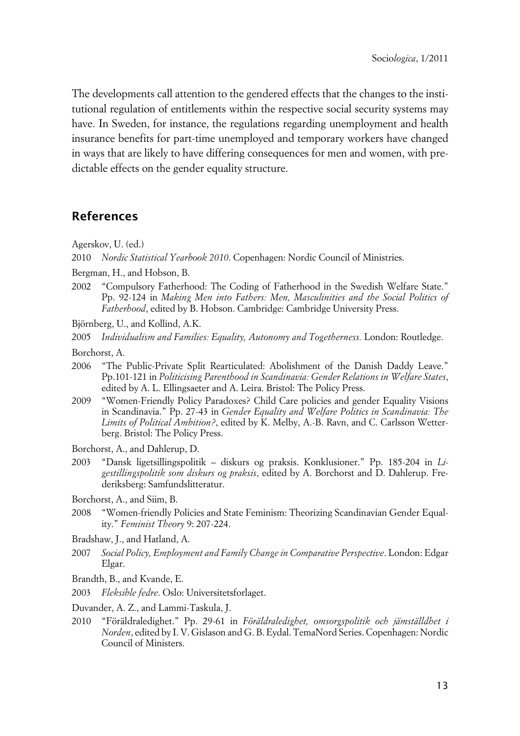The developments call attention to the gendered effects that the changes to the institutional regulation of entitlements within the respective social security systems may have. In Sweden, for instance, the regulations regarding unemployment and health insurance benefits for part-time unemployed and temporary workers have changed in ways that are likely to have differing consequences for men and women, with predictable effects on the gender equality structure.

## References

Agerskov, U. (ed.)

2010 *Nordic Statistical Yearbook 2010*. Copenhagen: Nordic Council of Ministries.

Bergman, H., and Hobson, B.

2002 "Compulsory Fatherhood: The Coding of Fatherhood in the Swedish Welfare State." Pp. 92-124 in *Making Men into Fathers: Men, Masculinities and the Social Politics of Fatherhood*, edited by B. Hobson. Cambridge: Cambridge University Press.

Björnberg, U., and Kollind, A.K.

2005 *Individualism and Families: Equality, Autonomy and Togetherness.* London: Routledge.

Borchorst, A.

2006 "The Public-Private Split Rearticulated: Abolishment of the Danish Daddy Leave." Pp.101-121 in *Politicising Parenthood in Scandinavia: Gender Relations in Welfare States*, edited by A. L. Ellingsaeter and A. Leira. Bristol: The Policy Press.

2009 "Women-Friendly Policy Paradoxes? Child Care policies and gender Equality Visions in Scandinavia." Pp. 27-43 in *Gender Equality and Welfare Politics in Scandinavia: The Limits of Political Ambition?*, edited by K. Melby, A.-B. Ravn, and C. Carlsson Wetterberg. Bristol: The Policy Press.

Borchorst, A., and Dahlerup, D.

2003 "Dansk ligetsillingspolitik – diskurs og praksis. Konklusioner." Pp. 185-204 in *Ligestillingspolitik som diskurs og praksis*, edited by A. Borchorst and D. Dahlerup. Frederiksberg: Samfundslitteratur.

Borchorst, A., and Siim, B.

2008 "Women-friendly Policies and State Feminism: Theorizing Scandinavian Gender Equality." *Feminist Theory* 9: 207-224.

Bradshaw, J., and Hatland, A.

2007 *Social Policy, Employment and Family Change in Comparative Perspective*. London: Edgar Elgar.

Brandth, B., and Kvande, E.

2003 *Fleksible fedre*. Oslo: Universitetsforlaget.

Duvander, A. Z., and Lammi-Taskula, J.

2010 "Föräldraledighet." Pp. 29-61 in *Föräldraledighet, omsorgspolitik och jämställdhet i Norden*, edited by I. V. Gislason and G. B. Eydal. TemaNord Series. Copenhagen: Nordic Council of Ministers.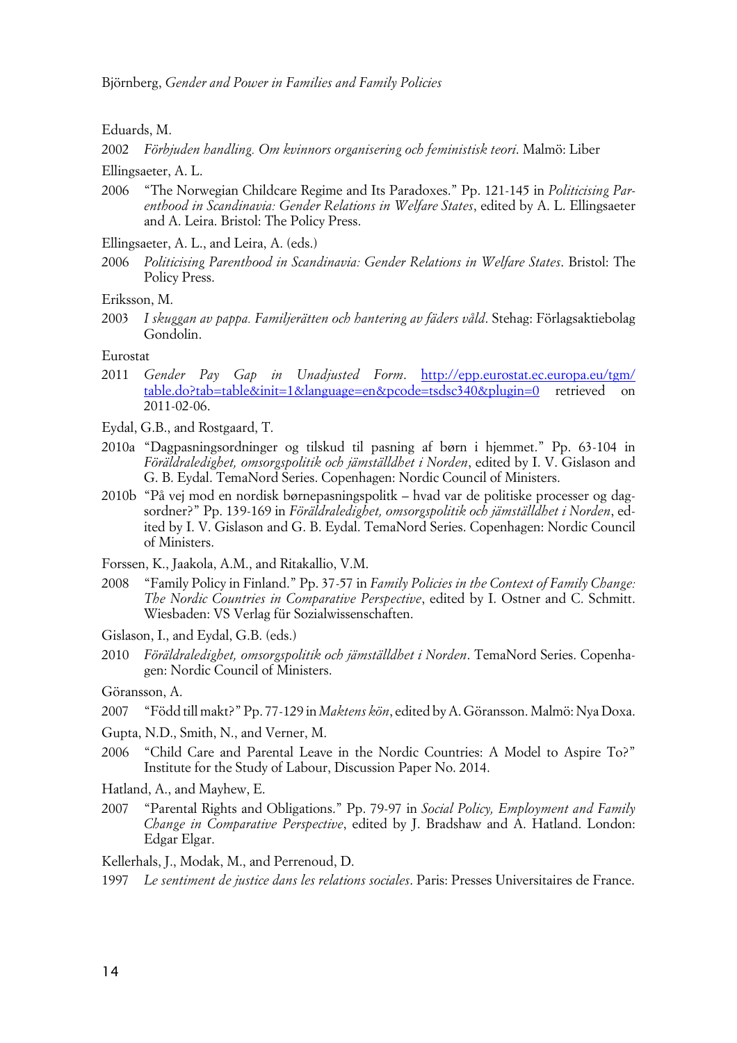Eduards, M.

2002 *Förbjuden handling. Om kvinnors organisering och feministisk teori*. Malmö: Liber

Ellingsaeter, A. L.

2006 "The Norwegian Childcare Regime and Its Paradoxes." Pp. 121-145 in *Politicising Parenthood in Scandinavia: Gender Relations in Welfare States*, edited by A. L. Ellingsaeter and A. Leira. Bristol: The Policy Press.

Ellingsaeter, A. L., and Leira, A. (eds.)

2006 *Politicising Parenthood in Scandinavia: Gender Relations in Welfare States*. Bristol: The Policy Press.

Eriksson, M.

2003 *I skuggan av pappa. Familjerätten och hantering av fäders våld*. Stehag: Förlagsaktiebolag Gondolin.

Eurostat

2011 *Gender Pay Gap in Unadjusted Form*. http://epp.eurostat.ec.europa.eu/tgm/table.do?tab=table&init=1&language=en&pcode=tsdsc340&plugin=0 retrieved on 2011-02-06.

Eydal, G.B., and Rostgaard, T.

2010a "Dagpasningsordninger og tilskud til pasning af børn i hjemmet." Pp. 63-104 in *Föräldraledighet, omsorgspolitik och jämställdhet i Norden*, edited by I. V. Gislason and G. B. Eydal. TemaNord Series. Copenhagen: Nordic Council of Ministers.

2010b "På vej mod en nordisk børnepasningspolitk – hvad var de politiske processer og dagsordner?" Pp. 139-169 in *Föräldraledighet, omsorgspolitik och jämställdhet i Norden*, edited by I. V. Gislason and G. B. Eydal. TemaNord Series. Copenhagen: Nordic Council of Ministers.

Forssen, K., Jaakola, A.M., and Ritakallio, V.M.

2008 "Family Policy in Finland." Pp. 37-57 in *Family Policies in the Context of Family Change: The Nordic Countries in Comparative Perspective*, edited by I. Ostner and C. Schmitt. Wiesbaden: VS Verlag für Sozialwissenschaften.

Gislason, I., and Eydal, G.B. (eds.)

2010 *Föräldraledighet, omsorgspolitik och jämställdhet i Norden*. TemaNord Series. Copenhagen: Nordic Council of Ministers.

Göransson, A.

2007 "Född till makt?" Pp. 77-129 in *Maktens kön*, edited by A. Göransson. Malmö: Nya Doxa.

Gupta, N.D., Smith, N., and Verner, M.

2006 "Child Care and Parental Leave in the Nordic Countries: A Model to Aspire To?" Institute for the Study of Labour, Discussion Paper No. 2014.

Hatland, A., and Mayhew, E.

2007 "Parental Rights and Obligations." Pp. 79-97 in *Social Policy, Employment and Family Change in Comparative Perspective*, edited by J. Bradshaw and A. Hatland. London: Edgar Elgar.

Kellerhals, J., Modak, M., and Perrenoud, D.

1997 *Le sentiment de justice dans les relations sociales*. Paris: Presses Universitaires de France.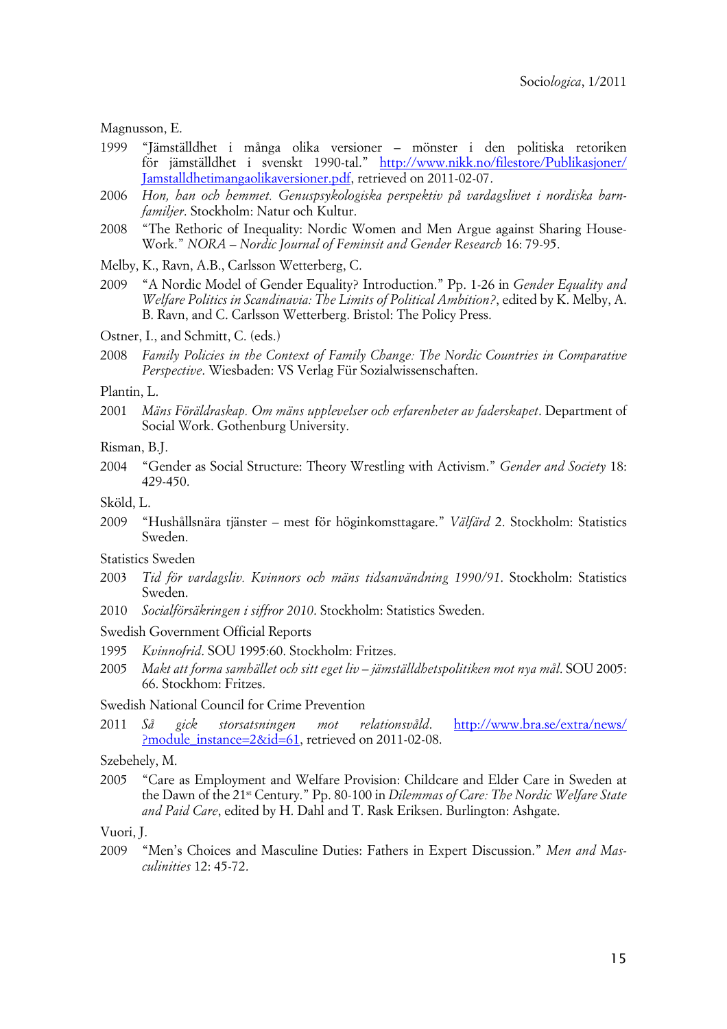Magnusson, E.

1999 "Jämställdhet i många olika versioner – mönster i den politiska retoriken för jämställdhet i svenskt 1990-tal." http://www.nikk.no/filestore/Publikasjoner/Jamstalldhetimangaolikaversioner.pdf, retrieved on 2011-02-07.

2006 *Hon, han och hemmet. Genuspsykologiska perspektiv på vardagslivet i nordiska barnfamiljer*. Stockholm: Natur och Kultur.

2008 "The Rethoric of Inequality: Nordic Women and Men Argue against Sharing House-Work." *NORA – Nordic Journal of Feminsit and Gender Research* 16: 79-95.

Melby, K., Ravn, A.B., Carlsson Wetterberg, C.

2009 "A Nordic Model of Gender Equality? Introduction." Pp. 1-26 in *Gender Equality and Welfare Politics in Scandinavia: The Limits of Political Ambition?*, edited by K. Melby, A. B. Ravn, and C. Carlsson Wetterberg. Bristol: The Policy Press.

Ostner, I., and Schmitt, C. (eds.)

2008 *Family Policies in the Context of Family Change: The Nordic Countries in Comparative Perspective*. Wiesbaden: VS Verlag Für Sozialwissenschaften.

Plantin, L.

2001 *Mäns Föräldraskap. Om mäns upplevelser och erfarenheter av faderskapet*. Department of Social Work. Gothenburg University.

Risman, B.J.

2004 "Gender as Social Structure: Theory Wrestling with Activism." *Gender and Society* 18: 429-450.

Sköld, L.

2009 "Hushållsnära tjänster – mest för höginkomsttagare." *Välfärd* 2. Stockholm: Statistics Sweden.

Statistics Sweden

2003 *Tid för vardagsliv. Kvinnors och mäns tidsanvändning 1990/91*. Stockholm: Statistics Sweden.

2010 *Socialförsäkringen i siffror 2010*. Stockholm: Statistics Sweden.

Swedish Government Official Reports

1995 *Kvinnofrid*. SOU 1995:60. Stockholm: Fritzes.

2005 *Makt att forma samhället och sitt eget liv – jämställdhetspolitiken mot nya mål*. SOU 2005: 66. Stockhom: Fritzes.

Swedish National Council for Crime Prevention

2011 *Så gick storsatsningen mot relationsvåld*. http://www.bra.se/extra/news/?module_instance=2&id=61, retrieved on 2011-02-08.

Szebehely, M.

2005 "Care as Employment and Welfare Provision: Childcare and Elder Care in Sweden at the Dawn of the 21st Century." Pp. 80-100 in *Dilemmas of Care: The Nordic Welfare State and Paid Care*, edited by H. Dahl and T. Rask Eriksen. Burlington: Ashgate.

Vuori, J.

2009 "Men's Choices and Masculine Duties: Fathers in Expert Discussion." *Men and Masculinities* 12: 45-72.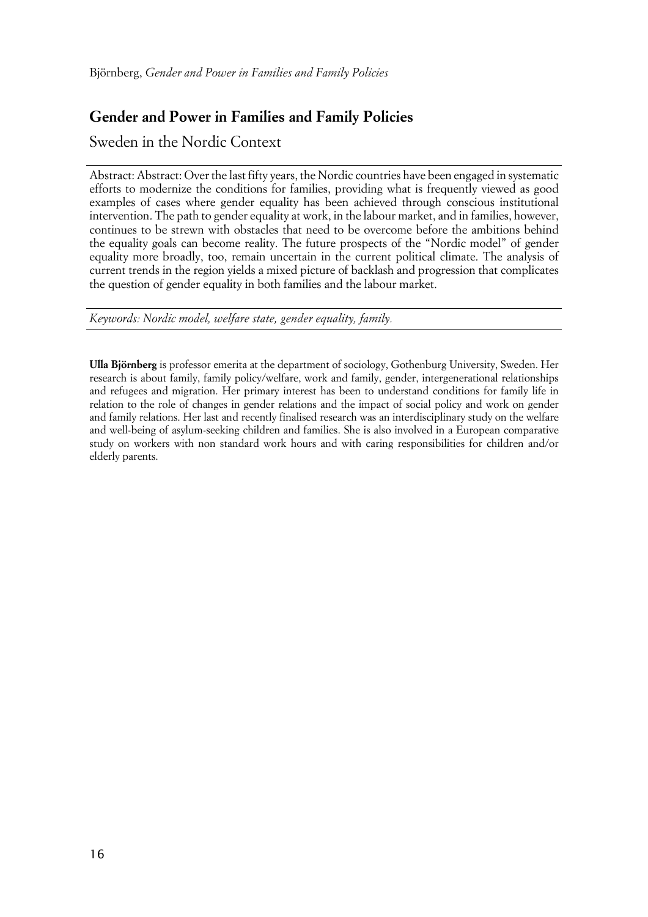## Gender and Power in Families and Family Policies

Sweden in the Nordic Context

Abstract: Abstract: Over the last fifty years, the Nordic countries have been engaged in systematic efforts to modernize the conditions for families, providing what is frequently viewed as good examples of cases where gender equality has been achieved through conscious institutional intervention. The path to gender equality at work, in the labour market, and in families, however, continues to be strewn with obstacles that need to be overcome before the ambitions behind the equality goals can become reality. The future prospects of the "Nordic model" of gender equality more broadly, too, remain uncertain in the current political climate. The analysis of current trends in the region yields a mixed picture of backlash and progression that complicates the question of gender equality in both families and the labour market.

*Keywords: Nordic model, welfare state, gender equality, family.*

**Ulla Björnberg** is professor emerita at the department of sociology, Gothenburg University, Sweden. Her research is about family, family policy/welfare, work and family, gender, intergenerational relationships and refugees and migration. Her primary interest has been to understand conditions for family life in relation to the role of changes in gender relations and the impact of social policy and work on gender and family relations. Her last and recently finalised research was an interdisciplinary study on the welfare and well-being of asylum-seeking children and families. She is also involved in a European comparative study on workers with non standard work hours and with caring responsibilities for children and/or elderly parents.